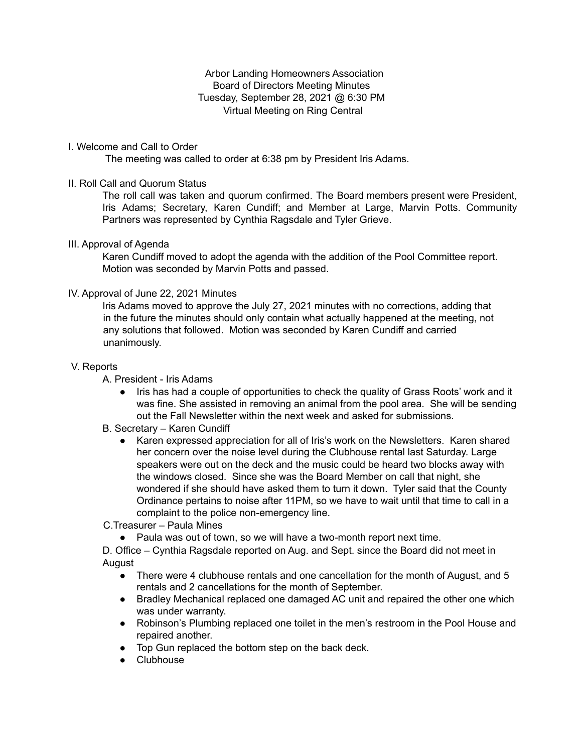Arbor Landing Homeowners Association
Board of Directors Meeting Minutes
Tuesday, September 28, 2021 @ 6:30 PM
Virtual Meeting on Ring Central

I. Welcome and Call to Order

The meeting was called to order at 6:38 pm by President Iris Adams.

II. Roll Call and Quorum Status

The roll call was taken and quorum confirmed. The Board members present were President, Iris Adams; Secretary, Karen Cundiff; and Member at Large, Marvin Potts. Community Partners was represented by Cynthia Ragsdale and Tyler Grieve.

III. Approval of Agenda

Karen Cundiff moved to adopt the agenda with the addition of the Pool Committee report. Motion was seconded by Marvin Potts and passed.

IV. Approval of June 22, 2021 Minutes

Iris Adams moved to approve the July 27, 2021 minutes with no corrections, adding that in the future the minutes should only contain what actually happened at the meeting, not any solutions that followed. Motion was seconded by Karen Cundiff and carried unanimously.

V. Reports

A. President - Iris Adams

- Iris has had a couple of opportunities to check the quality of Grass Roots' work and it was fine. She assisted in removing an animal from the pool area. She will be sending out the Fall Newsletter within the next week and asked for submissions.

B. Secretary – Karen Cundiff

- Karen expressed appreciation for all of Iris's work on the Newsletters. Karen shared her concern over the noise level during the Clubhouse rental last Saturday. Large speakers were out on the deck and the music could be heard two blocks away with the windows closed. Since she was the Board Member on call that night, she wondered if she should have asked them to turn it down. Tyler said that the County Ordinance pertains to noise after 11PM, so we have to wait until that time to call in a complaint to the police non-emergency line.

C.Treasurer – Paula Mines

- Paula was out of town, so we will have a two-month report next time.

D. Office – Cynthia Ragsdale reported on Aug. and Sept. since the Board did not meet in August

- There were 4 clubhouse rentals and one cancellation for the month of August, and 5 rentals and 2 cancellations for the month of September.
- Bradley Mechanical replaced one damaged AC unit and repaired the other one which was under warranty.
- Robinson's Plumbing replaced one toilet in the men's restroom in the Pool House and repaired another.
- Top Gun replaced the bottom step on the back deck.
- Clubhouse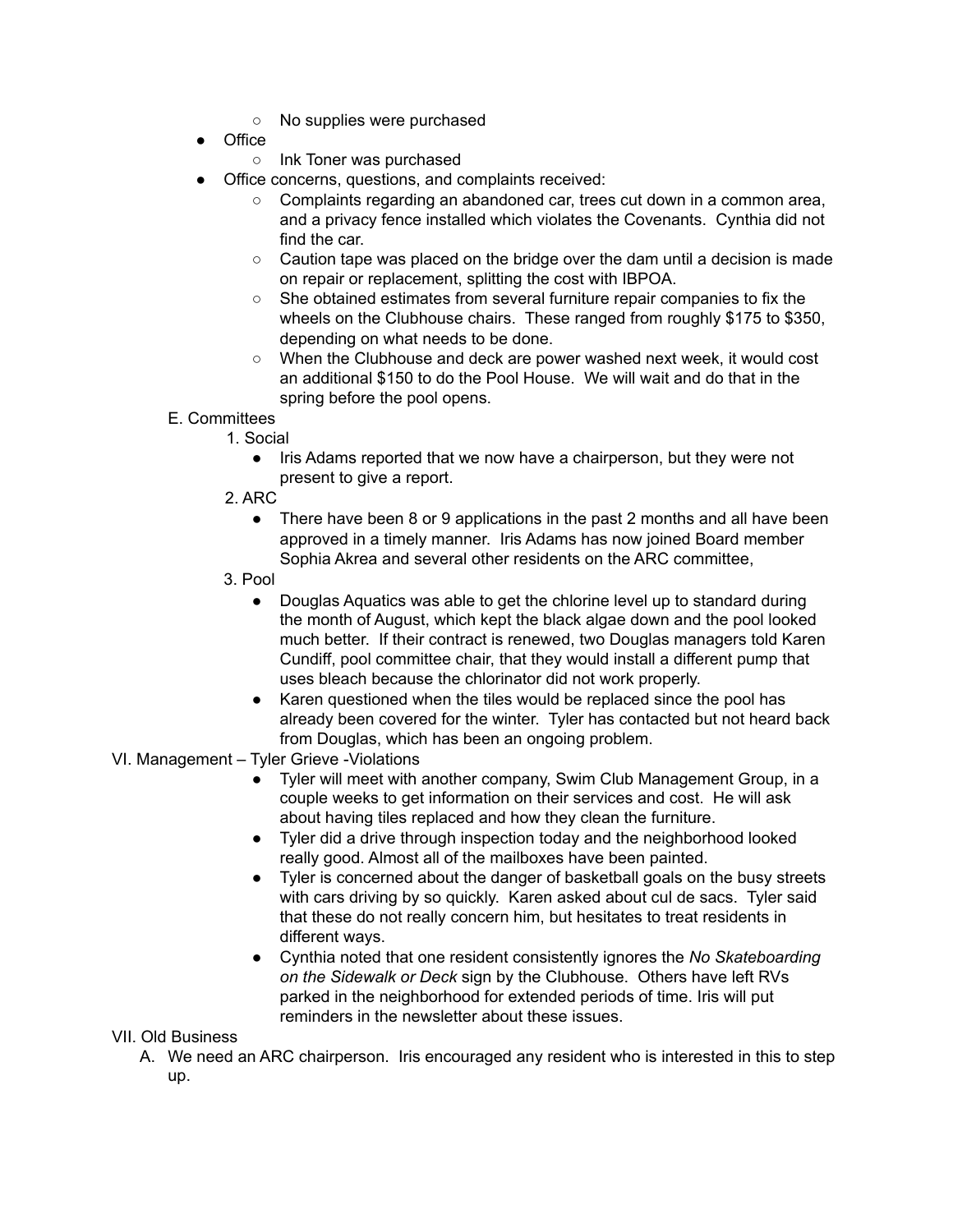- No supplies were purchased
- Office
    - Ink Toner was purchased
- Office concerns, questions, and complaints received:
    - Complaints regarding an abandoned car, trees cut down in a common area, and a privacy fence installed which violates the Covenants. Cynthia did not find the car.
    - Caution tape was placed on the bridge over the dam until a decision is made on repair or replacement, splitting the cost with IBPOA.
    - She obtained estimates from several furniture repair companies to fix the wheels on the Clubhouse chairs. These ranged from roughly $175 to $350, depending on what needs to be done.
    - When the Clubhouse and deck are power washed next week, it would cost an additional $150 to do the Pool House. We will wait and do that in the spring before the pool opens.

E. Committees

1. Social
    - Iris Adams reported that we now have a chairperson, but they were not present to give a report.
2. ARC
    - There have been 8 or 9 applications in the past 2 months and all have been approved in a timely manner. Iris Adams has now joined Board member Sophia Akrea and several other residents on the ARC committee,
3. Pool
    - Douglas Aquatics was able to get the chlorine level up to standard during the month of August, which kept the black algae down and the pool looked much better. If their contract is renewed, two Douglas managers told Karen Cundiff, pool committee chair, that they would install a different pump that uses bleach because the chlorinator did not work properly.
    - Karen questioned when the tiles would be replaced since the pool has already been covered for the winter. Tyler has contacted but not heard back from Douglas, which has been an ongoing problem.

VI. Management – Tyler Grieve -Violations

- Tyler will meet with another company, Swim Club Management Group, in a couple weeks to get information on their services and cost. He will ask about having tiles replaced and how they clean the furniture.
- Tyler did a drive through inspection today and the neighborhood looked really good. Almost all of the mailboxes have been painted.
- Tyler is concerned about the danger of basketball goals on the busy streets with cars driving by so quickly. Karen asked about cul de sacs. Tyler said that these do not really concern him, but hesitates to treat residents in different ways.
- Cynthia noted that one resident consistently ignores the *No Skateboarding on the Sidewalk or Deck* sign by the Clubhouse. Others have left RVs parked in the neighborhood for extended periods of time. Iris will put reminders in the newsletter about these issues.

VII. Old Business

A. We need an ARC chairperson. Iris encouraged any resident who is interested in this to step up.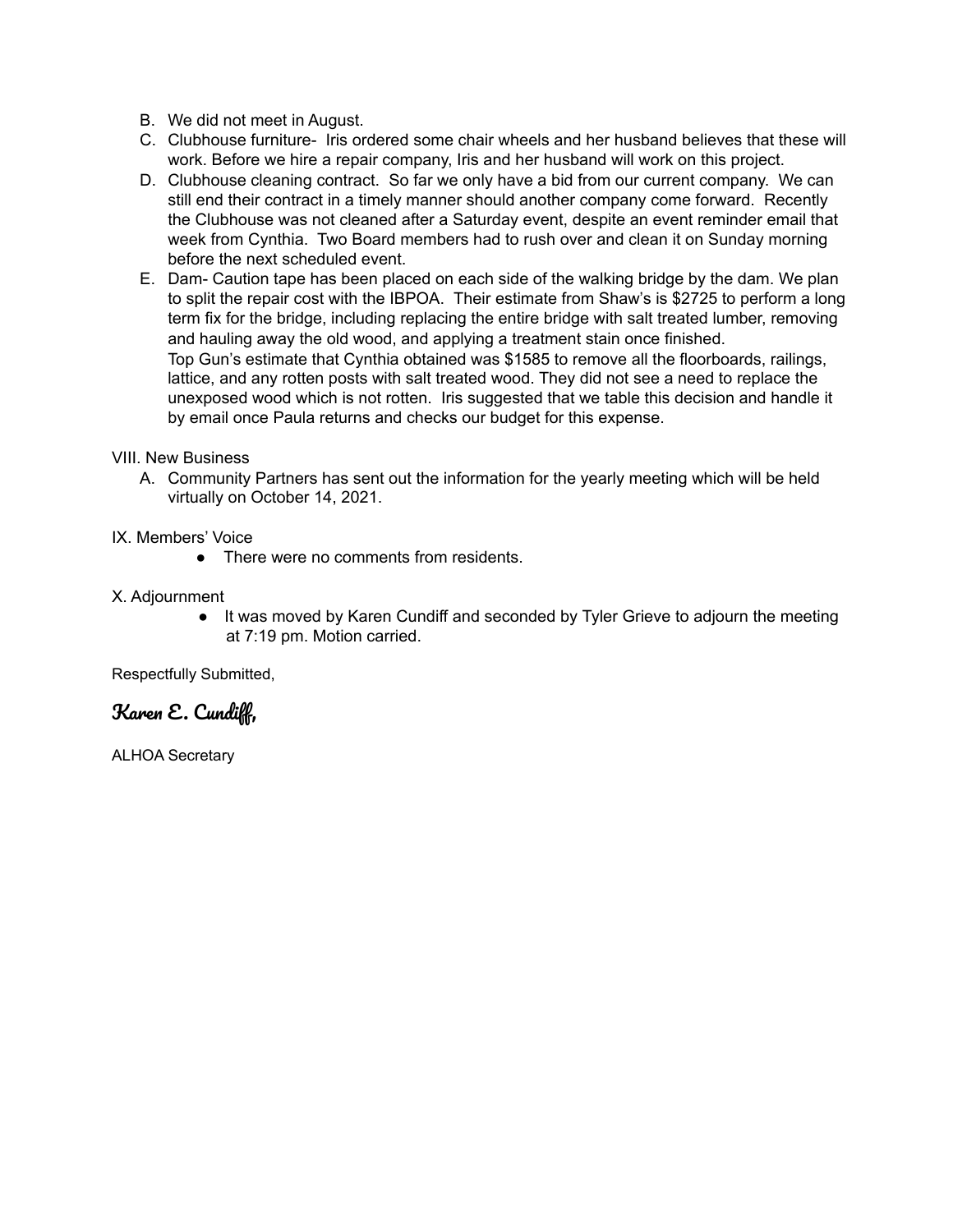B. We did not meet in August.

C. Clubhouse furniture- Iris ordered some chair wheels and her husband believes that these will work. Before we hire a repair company, Iris and her husband will work on this project.

D. Clubhouse cleaning contract. So far we only have a bid from our current company. We can still end their contract in a timely manner should another company come forward. Recently the Clubhouse was not cleaned after a Saturday event, despite an event reminder email that week from Cynthia. Two Board members had to rush over and clean it on Sunday morning before the next scheduled event.

E. Dam- Caution tape has been placed on each side of the walking bridge by the dam. We plan to split the repair cost with the IBPOA. Their estimate from Shaw's is $2725 to perform a long term fix for the bridge, including replacing the entire bridge with salt treated lumber, removing and hauling away the old wood, and applying a treatment stain once finished.
Top Gun's estimate that Cynthia obtained was $1585 to remove all the floorboards, railings, lattice, and any rotten posts with salt treated wood. They did not see a need to replace the unexposed wood which is not rotten. Iris suggested that we table this decision and handle it by email once Paula returns and checks our budget for this expense.

VIII. New Business

A. Community Partners has sent out the information for the yearly meeting which will be held virtually on October 14, 2021.

IX. Members' Voice

- There were no comments from residents.

X. Adjournment

- It was moved by Karen Cundiff and seconded by Tyler Grieve to adjourn the meeting at 7:19 pm. Motion carried.

Respectfully Submitted,

Karen E. Cundiff,

ALHOA Secretary